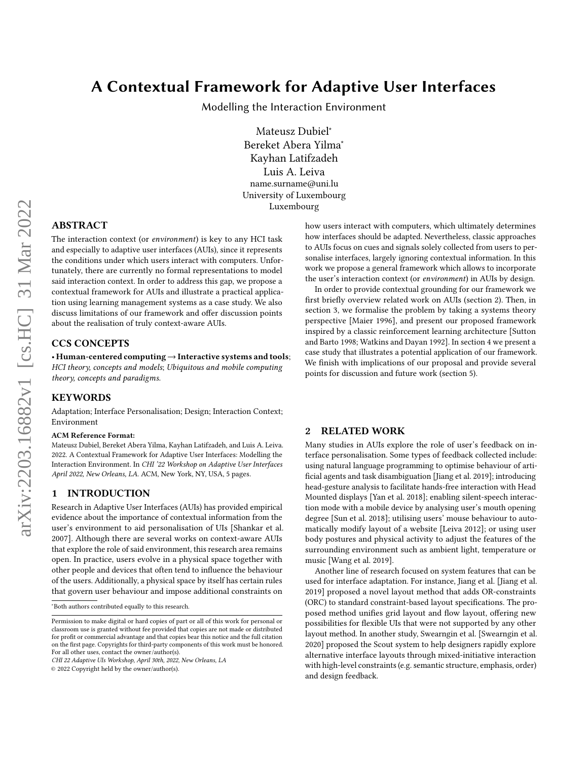# A Contextual Framework for Adaptive User Interfaces

Modelling the Interaction Environment

Mateusz Dubiel*
Bereket Abera Yilma*
Kayhan Latifzadeh
Luis A. Leiva
name.surname@uni.lu
University of Luxembourg
Luxembourg

## ABSTRACT

The interaction context (or *environment*) is key to any HCI task and especially to adaptive user interfaces (AUIs), since it represents the conditions under which users interact with computers. Unfortunately, there are currently no formal representations to model said interaction context. In order to address this gap, we propose a contextual framework for AUIs and illustrate a practical application using learning management systems as a case study. We also discuss limitations of our framework and offer discussion points about the realisation of truly context-aware AUIs.

## CCS CONCEPTS

• **Human-centered computing → Interactive systems and tools**; *HCI theory, concepts and models*; *Ubiquitous and mobile computing theory, concepts and paradigms.*

## KEYWORDS

Adaptation; Interface Personalisation; Design; Interaction Context; Environment

**ACM Reference Format:**
Mateusz Dubiel, Bereket Abera Yilma, Kayhan Latifzadeh, and Luis A. Leiva. 2022. A Contextual Framework for Adaptive User Interfaces: Modelling the Interaction Environment. In *CHI '22 Workshop on Adaptive User Interfaces April 2022, New Orleans, LA.* ACM, New York, NY, USA, 5 pages.

## 1 INTRODUCTION

Research in Adaptive User Interfaces (AUIs) has provided empirical evidence about the importance of contextual information from the user's environment to aid personalisation of UIs [Shankar et al. 2007]. Although there are several works on context-aware AUIs that explore the role of said environment, this research area remains open. In practice, users evolve in a physical space together with other people and devices that often tend to influence the behaviour of the users. Additionally, a physical space by itself has certain rules that govern user behaviour and impose additional constraints on how users interact with computers, which ultimately determines how interfaces should be adapted. Nevertheless, classic approaches to AUIs focus on cues and signals solely collected from users to personalise interfaces, largely ignoring contextual information. In this work we propose a general framework which allows to incorporate the user's interaction context (or *environment*) in AUIs by design.

In order to provide contextual grounding for our framework we first briefly overview related work on AUIs (section 2). Then, in section 3, we formalise the problem by taking a systems theory perspective [Maier 1996], and present our proposed framework inspired by a classic reinforcement learning architecture [Sutton and Barto 1998; Watkins and Dayan 1992]. In section 4 we present a case study that illustrates a potential application of our framework. We finish with implications of our proposal and provide several points for discussion and future work (section 5).

## 2 RELATED WORK

Many studies in AUIs explore the role of user's feedback on interface personalisation. Some types of feedback collected include: using natural language programming to optimise behaviour of artificial agents and task disambiguation [Jiang et al. 2019]; introducing head-gesture analysis to facilitate hands-free interaction with Head Mounted displays [Yan et al. 2018]; enabling silent-speech interaction mode with a mobile device by analysing user's mouth opening degree [Sun et al. 2018]; utilising users' mouse behaviour to automatically modify layout of a website [Leiva 2012]; or using user body postures and physical activity to adjust the features of the surrounding environment such as ambient light, temperature or music [Wang et al. 2019].

Another line of research focused on system features that can be used for interface adaptation. For instance, Jiang et al. [Jiang et al. 2019] proposed a novel layout method that adds OR-constraints (ORC) to standard constraint-based layout specifications. The proposed method unifies grid layout and flow layout, offering new possibilities for flexible UIs that were not supported by any other layout method. In another study, Swearngin et al. [Swearngin et al. 2020] proposed the Scout system to help designers rapidly explore alternative interface layouts through mixed-initiative interaction with high-level constraints (e.g. semantic structure, emphasis, order) and design feedback.

*Both authors contributed equally to this research.

Permission to make digital or hard copies of part or all of this work for personal or classroom use is granted without fee provided that copies are not made or distributed for profit or commercial advantage and that copies bear this notice and the full citation on the first page. Copyrights for third-party components of this work must be honored. For all other uses, contact the owner/author(s).
*CHI 22 Adaptive UIs Workshop, April 30th, 2022, New Orleans, LA*
© 2022 Copyright held by the owner/author(s).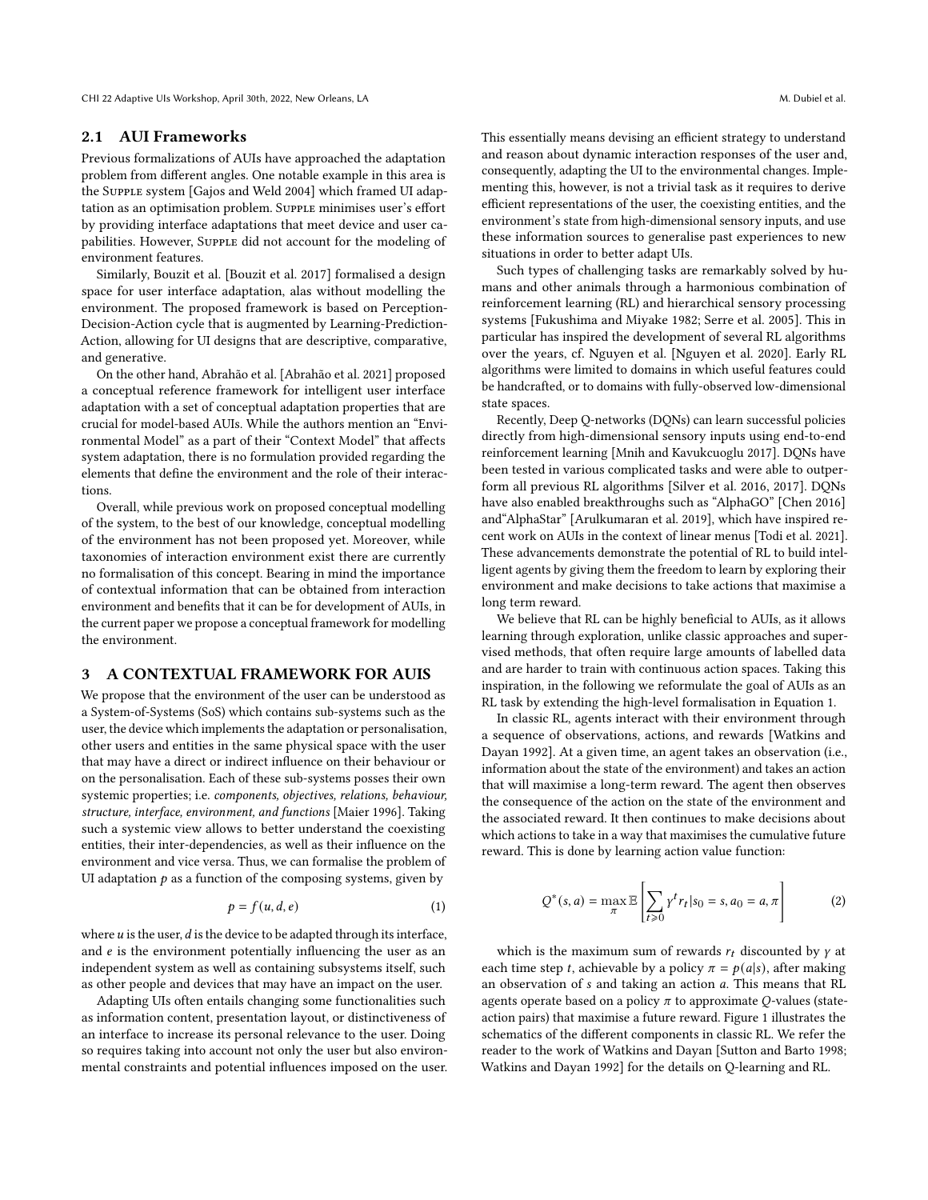## 2.1 AUI Frameworks

Previous formalizations of AUIs have approached the adaptation problem from different angles. One notable example in this area is the Supple system [Gajos and Weld 2004] which framed UI adaptation as an optimisation problem. Supple minimises user's effort by providing interface adaptations that meet device and user capabilities. However, Supple did not account for the modeling of environment features.

Similarly, Bouzit et al. [Bouzit et al. 2017] formalised a design space for user interface adaptation, alas without modelling the environment. The proposed framework is based on Perception-Decision-Action cycle that is augmented by Learning-Prediction-Action, allowing for UI designs that are descriptive, comparative, and generative.

On the other hand, Abrahão et al. [Abrahão et al. 2021] proposed a conceptual reference framework for intelligent user interface adaptation with a set of conceptual adaptation properties that are crucial for model-based AUIs. While the authors mention an "Environmental Model" as a part of their "Context Model" that affects system adaptation, there is no formulation provided regarding the elements that define the environment and the role of their interactions.

Overall, while previous work on proposed conceptual modelling of the system, to the best of our knowledge, conceptual modelling of the environment has not been proposed yet. Moreover, while taxonomies of interaction environment exist there are currently no formalisation of this concept. Bearing in mind the importance of contextual information that can be obtained from interaction environment and benefits that it can be for development of AUIs, in the current paper we propose a conceptual framework for modelling the environment.

# 3 A CONTEXTUAL FRAMEWORK FOR AUIS

We propose that the environment of the user can be understood as a System-of-Systems (SoS) which contains sub-systems such as the user, the device which implements the adaptation or personalisation, other users and entities in the same physical space with the user that may have a direct or indirect influence on their behaviour or on the personalisation. Each of these sub-systems posses their own systemic properties; i.e. *components, objectives, relations, behaviour, structure, interface, environment, and functions* [Maier 1996]. Taking such a systemic view allows to better understand the coexisting entities, their inter-dependencies, as well as their influence on the environment and vice versa. Thus, we can formalise the problem of UI adaptation $p$ as a function of the composing systems, given by

$$p = f(u, d, e) \tag{1}$$

where $u$ is the user, $d$ is the device to be adapted through its interface, and $e$ is the environment potentially influencing the user as an independent system as well as containing subsystems itself, such as other people and devices that may have an impact on the user.

Adapting UIs often entails changing some functionalities such as information content, presentation layout, or distinctiveness of an interface to increase its personal relevance to the user. Doing so requires taking into account not only the user but also environmental constraints and potential influences imposed on the user. This essentially means devising an efficient strategy to understand and reason about dynamic interaction responses of the user and, consequently, adapting the UI to the environmental changes. Implementing this, however, is not a trivial task as it requires to derive efficient representations of the user, the coexisting entities, and the environment's state from high-dimensional sensory inputs, and use these information sources to generalise past experiences to new situations in order to better adapt UIs.

Such types of challenging tasks are remarkably solved by humans and other animals through a harmonious combination of reinforcement learning (RL) and hierarchical sensory processing systems [Fukushima and Miyake 1982; Serre et al. 2005]. This in particular has inspired the development of several RL algorithms over the years, cf. Nguyen et al. [Nguyen et al. 2020]. Early RL algorithms were limited to domains in which useful features could be handcrafted, or to domains with fully-observed low-dimensional state spaces.

Recently, Deep Q-networks (DQNs) can learn successful policies directly from high-dimensional sensory inputs using end-to-end reinforcement learning [Mnih and Kavukcuoglu 2017]. DQNs have been tested in various complicated tasks and were able to outperform all previous RL algorithms [Silver et al. 2016, 2017]. DQNs have also enabled breakthroughs such as "AlphaGO" [Chen 2016] and"AlphaStar" [Arulkumaran et al. 2019], which have inspired recent work on AUIs in the context of linear menus [Todi et al. 2021]. These advancements demonstrate the potential of RL to build intelligent agents by giving them the freedom to learn by exploring their environment and make decisions to take actions that maximise a long term reward.

We believe that RL can be highly beneficial to AUIs, as it allows learning through exploration, unlike classic approaches and supervised methods, that often require large amounts of labelled data and are harder to train with continuous action spaces. Taking this inspiration, in the following we reformulate the goal of AUIs as an RL task by extending the high-level formalisation in Equation 1.

In classic RL, agents interact with their environment through a sequence of observations, actions, and rewards [Watkins and Dayan 1992]. At a given time, an agent takes an observation (i.e., information about the state of the environment) and takes an action that will maximise a long-term reward. The agent then observes the consequence of the action on the state of the environment and the associated reward. It then continues to make decisions about which actions to take in a way that maximises the cumulative future reward. This is done by learning action value function:

$$Q^*(s, a) = \max_{\pi} \mathbb{E}\left[\sum_{t \geqslant 0} \gamma^t r_t | s_0 = s, a_0 = a, \pi\right] \tag{2}$$

which is the maximum sum of rewards $r_t$ discounted by $\gamma$ at each time step $t$, achievable by a policy $\pi = p(a|s)$, after making an observation of $s$ and taking an action $a$. This means that RL agents operate based on a policy $\pi$ to approximate $Q$-values (state-action pairs) that maximise a future reward. Figure 1 illustrates the schematics of the different components in classic RL. We refer the reader to the work of Watkins and Dayan [Sutton and Barto 1998; Watkins and Dayan 1992] for the details on Q-learning and RL.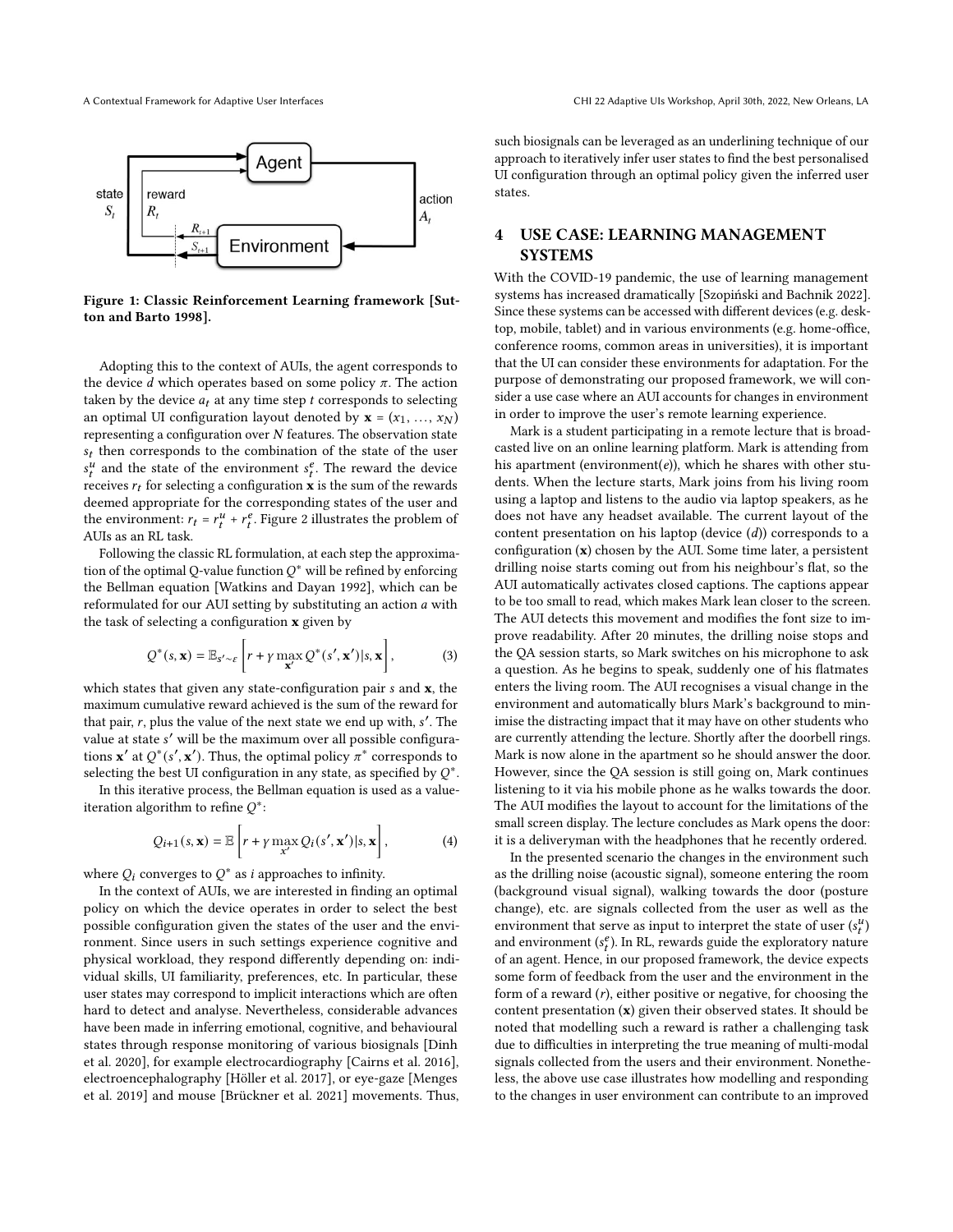Figure 1: Classic Reinforcement Learning framework [Sutton and Barto 1998].

Adopting this to the context of AUIs, the agent corresponds to the device $d$ which operates based on some policy $\pi$. The action taken by the device $a_t$ at any time step $t$ corresponds to selecting an optimal UI configuration layout denoted by $\mathbf{x} = (x_1, \ldots, x_N)$ representing a configuration over $N$ features. The observation state $s_t$ then corresponds to the combination of the state of the user $s_t^u$ and the state of the environment $s_t^e$. The reward the device receives $r_t$ for selecting a configuration $\mathbf{x}$ is the sum of the rewards deemed appropriate for the corresponding states of the user and the environment: $r_t = r_t^u + r_t^e$. Figure 2 illustrates the problem of AUIs as an RL task.

Following the classic RL formulation, at each step the approximation of the optimal Q-value function $Q^*$ will be refined by enforcing the Bellman equation [Watkins and Dayan 1992], which can be reformulated for our AUI setting by substituting an action $a$ with the task of selecting a configuration $\mathbf{x}$ given by

$$Q^*(s, \mathbf{x}) = \mathbb{E}_{s' \sim \mathcal{E}} \left[ r + \gamma \max_{\mathbf{x}'} Q^*(s', \mathbf{x}') | s, \mathbf{x} \right], \tag{3}$$

which states that given any state-configuration pair $s$ and $\mathbf{x}$, the maximum cumulative reward achieved is the sum of the reward for that pair, $r$, plus the value of the next state we end up with, $s'$. The value at state $s'$ will be the maximum over all possible configurations $\mathbf{x}'$ at $Q^*(s', \mathbf{x}')$. Thus, the optimal policy $\pi^*$ corresponds to selecting the best UI configuration in any state, as specified by $Q^*$.

In this iterative process, the Bellman equation is used as a value-iteration algorithm to refine $Q^*$:

$$Q_{i+1}(s, \mathbf{x}) = \mathbb{E} \left[ r + \gamma \max_{x'} Q_i(s', \mathbf{x}') | s, \mathbf{x} \right], \tag{4}$$

where $Q_i$ converges to $Q^*$ as $i$ approaches to infinity.

In the context of AUIs, we are interested in finding an optimal policy on which the device operates in order to select the best possible configuration given the states of the user and the environment. Since users in such settings experience cognitive and physical workload, they respond differently depending on: individual skills, UI familiarity, preferences, etc. In particular, these user states may correspond to implicit interactions which are often hard to detect and analyse. Nevertheless, considerable advances have been made in inferring emotional, cognitive, and behavioural states through response monitoring of various biosignals [Dinh et al. 2020], for example electrocardiography [Cairns et al. 2016], electroencephalography [Höller et al. 2017], or eye-gaze [Menges et al. 2019] and mouse [Brückner et al. 2021] movements. Thus, such biosignals can be leveraged as an underlining technique of our approach to iteratively infer user states to find the best personalised UI configuration through an optimal policy given the inferred user states.

## 4 USE CASE: LEARNING MANAGEMENT SYSTEMS

With the COVID-19 pandemic, the use of learning management systems has increased dramatically [Szopiński and Bachnik 2022]. Since these systems can be accessed with different devices (e.g. desktop, mobile, tablet) and in various environments (e.g. home-office, conference rooms, common areas in universities), it is important that the UI can consider these environments for adaptation. For the purpose of demonstrating our proposed framework, we will consider a use case where an AUI accounts for changes in environment in order to improve the user's remote learning experience.

Mark is a student participating in a remote lecture that is broadcasted live on an online learning platform. Mark is attending from his apartment (environment($e$)), which he shares with other students. When the lecture starts, Mark joins from his living room using a laptop and listens to the audio via laptop speakers, as he does not have any headset available. The current layout of the content presentation on his laptop (device ($d$)) corresponds to a configuration ($\mathbf{x}$) chosen by the AUI. Some time later, a persistent drilling noise starts coming out from his neighbour's flat, so the AUI automatically activates closed captions. The captions appear to be too small to read, which makes Mark lean closer to the screen. The AUI detects this movement and modifies the font size to improve readability. After 20 minutes, the drilling noise stops and the QA session starts, so Mark switches on his microphone to ask a question. As he begins to speak, suddenly one of his flatmates enters the living room. The AUI recognises a visual change in the environment and automatically blurs Mark's background to minimise the distracting impact that it may have on other students who are currently attending the lecture. Shortly after the doorbell rings. Mark is now alone in the apartment so he should answer the door. However, since the QA session is still going on, Mark continues listening to it via his mobile phone as he walks towards the door. The AUI modifies the layout to account for the limitations of the small screen display. The lecture concludes as Mark opens the door: it is a deliveryman with the headphones that he recently ordered.

In the presented scenario the changes in the environment such as the drilling noise (acoustic signal), someone entering the room (background visual signal), walking towards the door (posture change), etc. are signals collected from the user as well as the environment that serve as input to interpret the state of user ($s_t^u$) and environment ($s_t^e$). In RL, rewards guide the exploratory nature of an agent. Hence, in our proposed framework, the device expects some form of feedback from the user and the environment in the form of a reward ($r$), either positive or negative, for choosing the content presentation ($\mathbf{x}$) given their observed states. It should be noted that modelling such a reward is rather a challenging task due to difficulties in interpreting the true meaning of multi-modal signals collected from the users and their environment. Nonetheless, the above use case illustrates how modelling and responding to the changes in user environment can contribute to an improved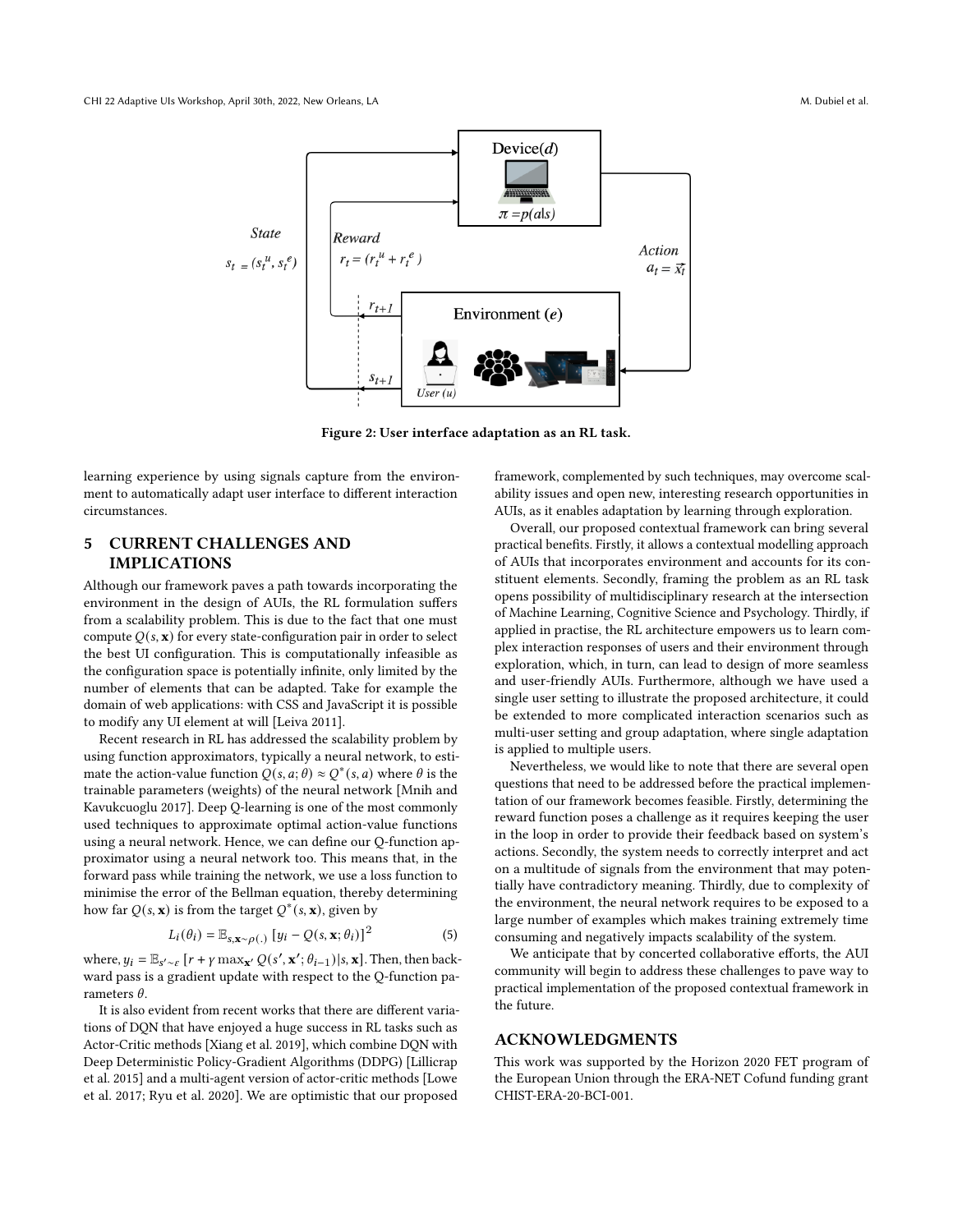Figure 2: User interface adaptation as an RL task.

learning experience by using signals capture from the environment to automatically adapt user interface to different interaction circumstances.

## 5 CURRENT CHALLENGES AND IMPLICATIONS

Although our framework paves a path towards incorporating the environment in the design of AUIs, the RL formulation suffers from a scalability problem. This is due to the fact that one must compute $Q(s, \mathbf{x})$ for every state-configuration pair in order to select the best UI configuration. This is computationally infeasible as the configuration space is potentially infinite, only limited by the number of elements that can be adapted. Take for example the domain of web applications: with CSS and JavaScript it is possible to modify any UI element at will [Leiva 2011].

Recent research in RL has addressed the scalability problem by using function approximators, typically a neural network, to estimate the action-value function $Q(s, a; \theta) \approx Q^*(s, a)$ where $\theta$ is the trainable parameters (weights) of the neural network [Mnih and Kavukcuoglu 2017]. Deep Q-learning is one of the most commonly used techniques to approximate optimal action-value functions using a neural network. Hence, we can define our Q-function approximator using a neural network too. This means that, in the forward pass while training the network, we use a loss function to minimise the error of the Bellman equation, thereby determining how far $Q(s, \mathbf{x})$ is from the target $Q^*(s, \mathbf{x})$, given by

$$L_i(\theta_i) = \mathbb{E}_{s,\mathbf{x} \sim \rho(.)} \left[ y_i - Q(s, \mathbf{x}; \theta_i) \right]^2 \quad (5)$$

where, $y_i = \mathbb{E}_{s' \sim \varepsilon} \left[ r + \gamma \max_{\mathbf{x}'} Q(s', \mathbf{x}'; \theta_{i-1}) | s, \mathbf{x} \right]$. Then, then backward pass is a gradient update with respect to the Q-function parameters $\theta$.

It is also evident from recent works that there are different variations of DQN that have enjoyed a huge success in RL tasks such as Actor-Critic methods [Xiang et al. 2019], which combine DQN with Deep Deterministic Policy-Gradient Algorithms (DDPG) [Lillicrap et al. 2015] and a multi-agent version of actor-critic methods [Lowe et al. 2017; Ryu et al. 2020]. We are optimistic that our proposed framework, complemented by such techniques, may overcome scalability issues and open new, interesting research opportunities in AUIs, as it enables adaptation by learning through exploration.

Overall, our proposed contextual framework can bring several practical benefits. Firstly, it allows a contextual modelling approach of AUIs that incorporates environment and accounts for its constituent elements. Secondly, framing the problem as an RL task opens possibility of multidisciplinary research at the intersection of Machine Learning, Cognitive Science and Psychology. Thirdly, if applied in practise, the RL architecture empowers us to learn complex interaction responses of users and their environment through exploration, which, in turn, can lead to design of more seamless and user-friendly AUIs. Furthermore, although we have used a single user setting to illustrate the proposed architecture, it could be extended to more complicated interaction scenarios such as multi-user setting and group adaptation, where single adaptation is applied to multiple users.

Nevertheless, we would like to note that there are several open questions that need to be addressed before the practical implementation of our framework becomes feasible. Firstly, determining the reward function poses a challenge as it requires keeping the user in the loop in order to provide their feedback based on system's actions. Secondly, the system needs to correctly interpret and act on a multitude of signals from the environment that may potentially have contradictory meaning. Thirdly, due to complexity of the environment, the neural network requires to be exposed to a large number of examples which makes training extremely time consuming and negatively impacts scalability of the system.

We anticipate that by concerted collaborative efforts, the AUI community will begin to address these challenges to pave way to practical implementation of the proposed contextual framework in the future.

## ACKNOWLEDGMENTS

This work was supported by the Horizon 2020 FET program of the European Union through the ERA-NET Cofund funding grant CHIST-ERA-20-BCI-001.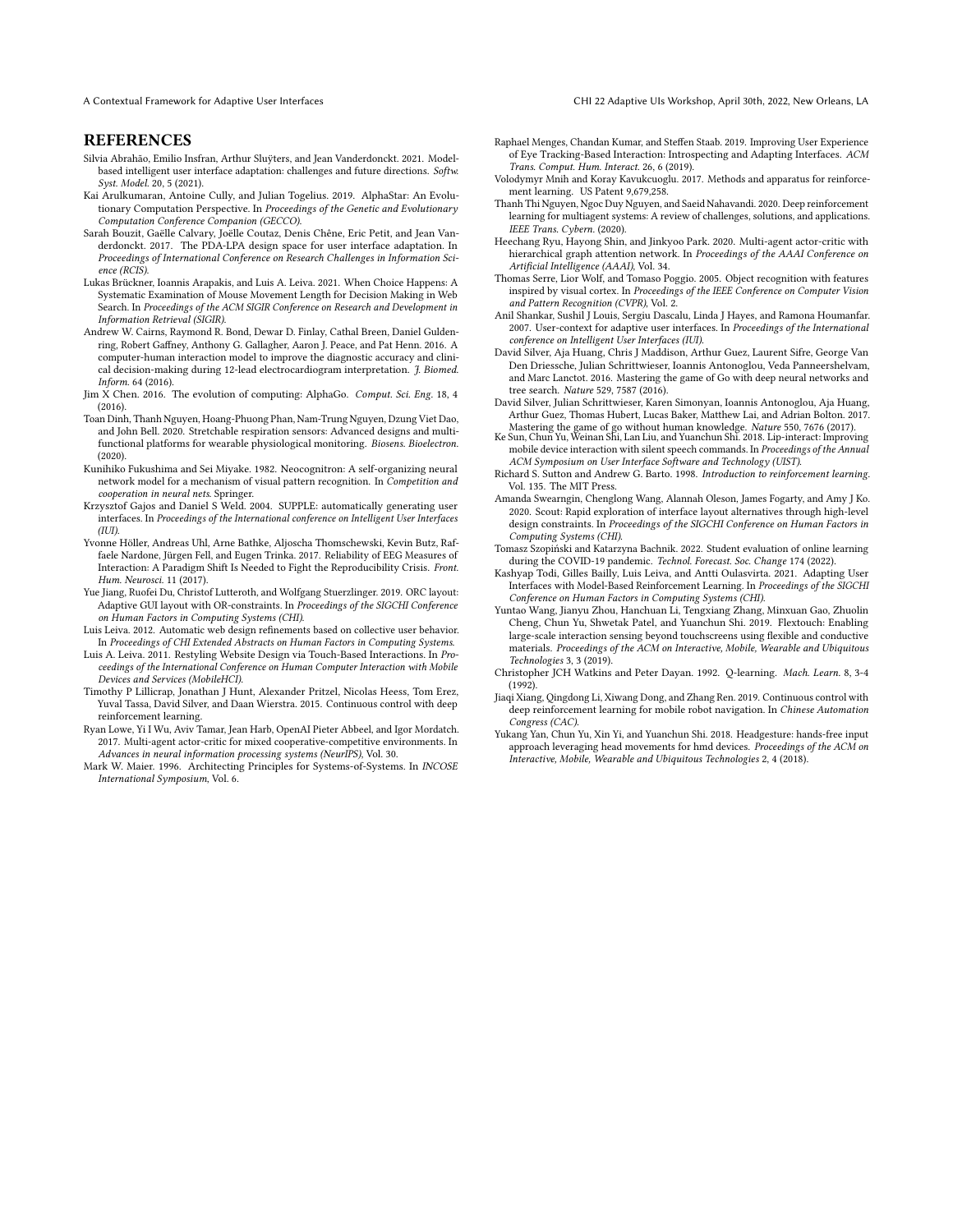## REFERENCES

Silvia Abrahão, Emilio Insfran, Arthur Sluÿters, and Jean Vanderdonckt. 2021. Model-based intelligent user interface adaptation: challenges and future directions. *Softw. Syst. Model.* 20, 5 (2021).

Kai Arulkumaran, Antoine Cully, and Julian Togelius. 2019. AlphaStar: An Evolutionary Computation Perspective. In *Proceedings of the Genetic and Evolutionary Computation Conference Companion (GECCO)*.

Sarah Bouzit, Gaëlle Calvary, Joëlle Coutaz, Denis Chêne, Eric Petit, and Jean Vanderdonckt. 2017. The PDA-LPA design space for user interface adaptation. In *Proceedings of International Conference on Research Challenges in Information Science (RCIS)*.

Lukas Brückner, Ioannis Arapakis, and Luis A. Leiva. 2021. When Choice Happens: A Systematic Examination of Mouse Movement Length for Decision Making in Web Search. In *Proceedings of the ACM SIGIR Conference on Research and Development in Information Retrieval (SIGIR)*.

Andrew W. Cairns, Raymond R. Bond, Dewar D. Finlay, Cathal Breen, Daniel Guldenring, Robert Gaffney, Anthony G. Gallagher, Aaron J. Peace, and Pat Henn. 2016. A computer-human interaction model to improve the diagnostic accuracy and clinical decision-making during 12-lead electrocardiogram interpretation. *J. Biomed. Inform.* 64 (2016).

Jim X Chen. 2016. The evolution of computing: AlphaGo. *Comput. Sci. Eng.* 18, 4 (2016).

Toan Dinh, Thanh Nguyen, Hoang-Phuong Phan, Nam-Trung Nguyen, Dzung Viet Dao, and John Bell. 2020. Stretchable respiration sensors: Advanced designs and multifunctional platforms for wearable physiological monitoring. *Biosens. Bioelectron.* (2020).

Kunihiko Fukushima and Sei Miyake. 1982. Neocognitron: A self-organizing neural network model for a mechanism of visual pattern recognition. In *Competition and cooperation in neural nets*. Springer.

Krzysztof Gajos and Daniel S Weld. 2004. SUPPLE: automatically generating user interfaces. In *Proceedings of the International conference on Intelligent User Interfaces (IUI)*.

Yvonne Höller, Andreas Uhl, Arne Bathke, Aljoscha Thomschewski, Kevin Butz, Raffaele Nardone, Jürgen Fell, and Eugen Trinka. 2017. Reliability of EEG Measures of Interaction: A Paradigm Shift Is Needed to Fight the Reproducibility Crisis. *Front. Hum. Neurosci.* 11 (2017).

Yue Jiang, Ruofei Du, Christof Lutteroth, and Wolfgang Stuerzlinger. 2019. ORC layout: Adaptive GUI layout with OR-constraints. In *Proceedings of the SIGCHI Conference on Human Factors in Computing Systems (CHI)*.

Luis Leiva. 2012. Automatic web design refinements based on collective user behavior. In *Proceedings of CHI Extended Abstracts on Human Factors in Computing Systems*.

Luis A. Leiva. 2011. Restyling Website Design via Touch-Based Interactions. In *Proceedings of the International Conference on Human Computer Interaction with Mobile Devices and Services (MobileHCI)*.

Timothy P Lillicrap, Jonathan J Hunt, Alexander Pritzel, Nicolas Heess, Tom Erez, Yuval Tassa, David Silver, and Daan Wierstra. 2015. Continuous control with deep reinforcement learning.

Ryan Lowe, Yi I Wu, Aviv Tamar, Jean Harb, OpenAI Pieter Abbeel, and Igor Mordatch. 2017. Multi-agent actor-critic for mixed cooperative-competitive environments. In *Advances in neural information processing systems (NeurIPS)*, Vol. 30.

Mark W. Maier. 1996. Architecting Principles for Systems-of-Systems. In *INCOSE International Symposium*, Vol. 6.

Raphael Menges, Chandan Kumar, and Steffen Staab. 2019. Improving User Experience of Eye Tracking-Based Interaction: Introspecting and Adapting Interfaces. *ACM Trans. Comput. Hum. Interact.* 26, 6 (2019).

Volodymyr Mnih and Koray Kavukcuoglu. 2017. Methods and apparatus for reinforcement learning. US Patent 9,679,258.

Thanh Thi Nguyen, Ngoc Duy Nguyen, and Saeid Nahavandi. 2020. Deep reinforcement learning for multiagent systems: A review of challenges, solutions, and applications. *IEEE Trans. Cybern.* (2020).

Heechang Ryu, Hayong Shin, and Jinkyoo Park. 2020. Multi-agent actor-critic with hierarchical graph attention network. In *Proceedings of the AAAI Conference on Artificial Intelligence (AAAI)*, Vol. 34.

Thomas Serre, Lior Wolf, and Tomaso Poggio. 2005. Object recognition with features inspired by visual cortex. In *Proceedings of the IEEE Conference on Computer Vision and Pattern Recognition (CVPR)*, Vol. 2.

Anil Shankar, Sushil J Louis, Sergiu Dascalu, Linda J Hayes, and Ramona Houmanfar. 2007. User-context for adaptive user interfaces. In *Proceedings of the International conference on Intelligent User Interfaces (IUI)*.

David Silver, Aja Huang, Chris J Maddison, Arthur Guez, Laurent Sifre, George Van Den Driessche, Julian Schrittwieser, Ioannis Antonoglou, Veda Panneershelvam, and Marc Lanctot. 2016. Mastering the game of Go with deep neural networks and tree search. *Nature* 529, 7587 (2016).

David Silver, Julian Schrittwieser, Karen Simonyan, Ioannis Antonoglou, Aja Huang, Arthur Guez, Thomas Hubert, Lucas Baker, Matthew Lai, and Adrian Bolton. 2017. Mastering the game of go without human knowledge. *Nature* 550, 7676 (2017).

Ke Sun, Chun Yu, Weinan Shi, Lan Liu, and Yuanchun Shi. 2018. Lip-interact: Improving mobile device interaction with silent speech commands. In *Proceedings of the Annual ACM Symposium on User Interface Software and Technology (UIST)*.

Richard S. Sutton and Andrew G. Barto. 1998. *Introduction to reinforcement learning*. Vol. 135. The MIT Press.

Amanda Swearngin, Chenglong Wang, Alannah Oleson, James Fogarty, and Amy J Ko. 2020. Scout: Rapid exploration of interface layout alternatives through high-level design constraints. In *Proceedings of the SIGCHI Conference on Human Factors in Computing Systems (CHI)*.

Tomasz Szopiński and Katarzyna Bachnik. 2022. Student evaluation of online learning during the COVID-19 pandemic. *Technol. Forecast. Soc. Change* 174 (2022).

Kashyap Todi, Gilles Bailly, Luis Leiva, and Antti Oulasvirta. 2021. Adapting User Interfaces with Model-Based Reinforcement Learning. In *Proceedings of the SIGCHI Conference on Human Factors in Computing Systems (CHI)*.

Yuntao Wang, Jianyu Zhou, Hanchuan Li, Tengxiang Zhang, Minxuan Gao, Zhuolin Cheng, Chun Yu, Shwetak Patel, and Yuanchun Shi. 2019. Flextouch: Enabling large-scale interaction sensing beyond touchscreens using flexible and conductive materials. *Proceedings of the ACM on Interactive, Mobile, Wearable and Ubiquitous Technologies* 3, 3 (2019).

Christopher JCH Watkins and Peter Dayan. 1992. Q-learning. *Mach. Learn.* 8, 3-4 (1992).

Jiaqi Xiang, Qingdong Li, Xiwang Dong, and Zhang Ren. 2019. Continuous control with deep reinforcement learning for mobile robot navigation. In *Chinese Automation Congress (CAC)*.

Yukang Yan, Chun Yu, Xin Yi, and Yuanchun Shi. 2018. Headgesture: hands-free input approach leveraging head movements for hmd devices. *Proceedings of the ACM on Interactive, Mobile, Wearable and Ubiquitous Technologies* 2, 4 (2018).